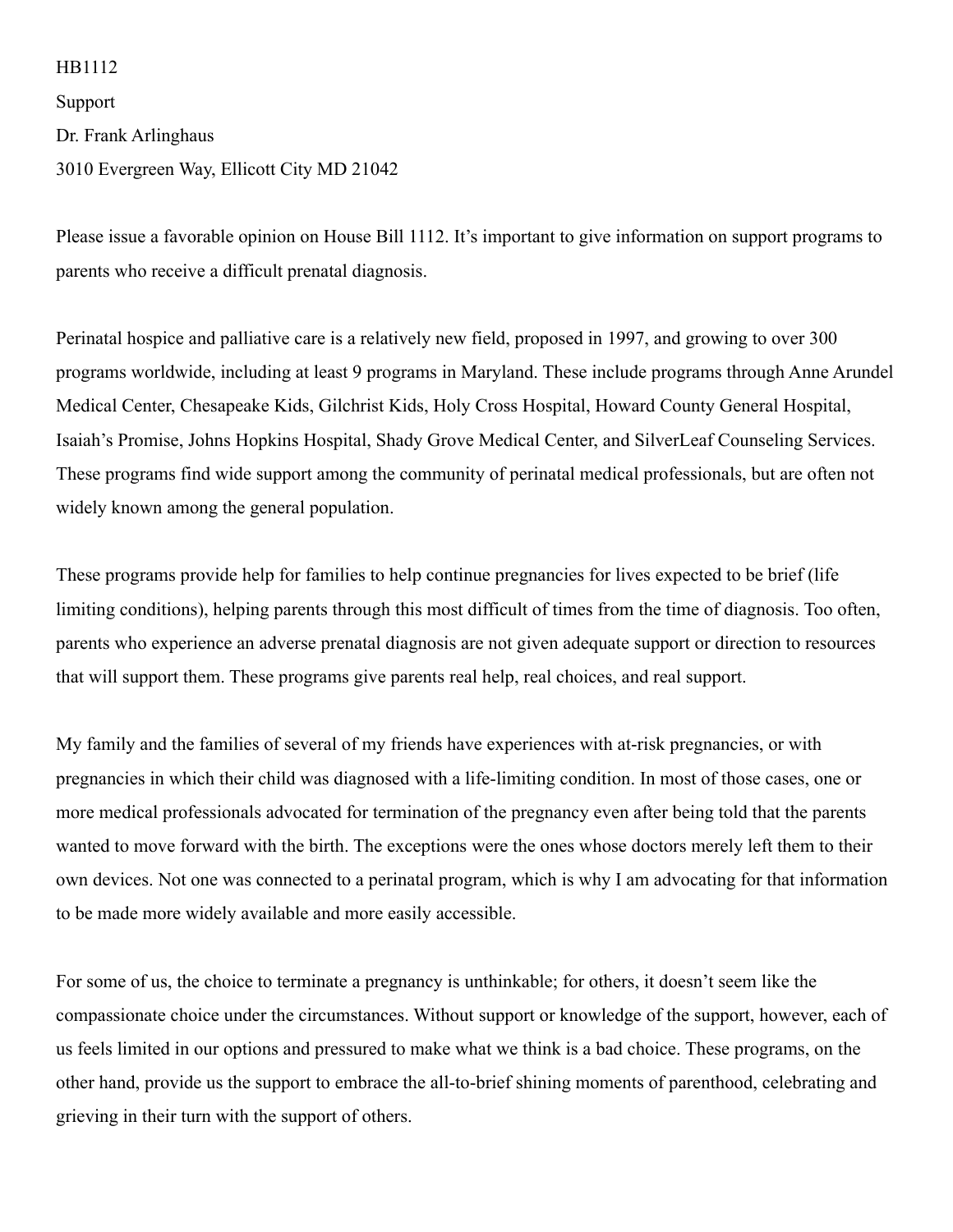HB1112

Support

Dr. Frank Arlinghaus

3010 Evergreen Way, Ellicott City MD 21042

Please issue a favorable opinion on House Bill 1112. It's important to give information on support programs to parents who receive a difficult prenatal diagnosis.

Perinatal hospice and palliative care is a relatively new field, proposed in 1997, and growing to over 300 programs worldwide, including at least 9 programs in Maryland. These include programs through Anne Arundel Medical Center, Chesapeake Kids, Gilchrist Kids, Holy Cross Hospital, Howard County General Hospital, Isaiah's Promise, Johns Hopkins Hospital, Shady Grove Medical Center, and SilverLeaf Counseling Services. These programs find wide support among the community of perinatal medical professionals, but are often not widely known among the general population.

These programs provide help for families to help continue pregnancies for lives expected to be brief (life limiting conditions), helping parents through this most difficult of times from the time of diagnosis. Too often, parents who experience an adverse prenatal diagnosis are not given adequate support or direction to resources that will support them. These programs give parents real help, real choices, and real support.

My family and the families of several of my friends have experiences with at-risk pregnancies, or with pregnancies in which their child was diagnosed with a life-limiting condition. In most of those cases, one or more medical professionals advocated for termination of the pregnancy even after being told that the parents wanted to move forward with the birth. The exceptions were the ones whose doctors merely left them to their own devices. Not one was connected to a perinatal program, which is why I am advocating for that information to be made more widely available and more easily accessible.

For some of us, the choice to terminate a pregnancy is unthinkable; for others, it doesn't seem like the compassionate choice under the circumstances. Without support or knowledge of the support, however, each of us feels limited in our options and pressured to make what we think is a bad choice. These programs, on the other hand, provide us the support to embrace the all-to-brief shining moments of parenthood, celebrating and grieving in their turn with the support of others.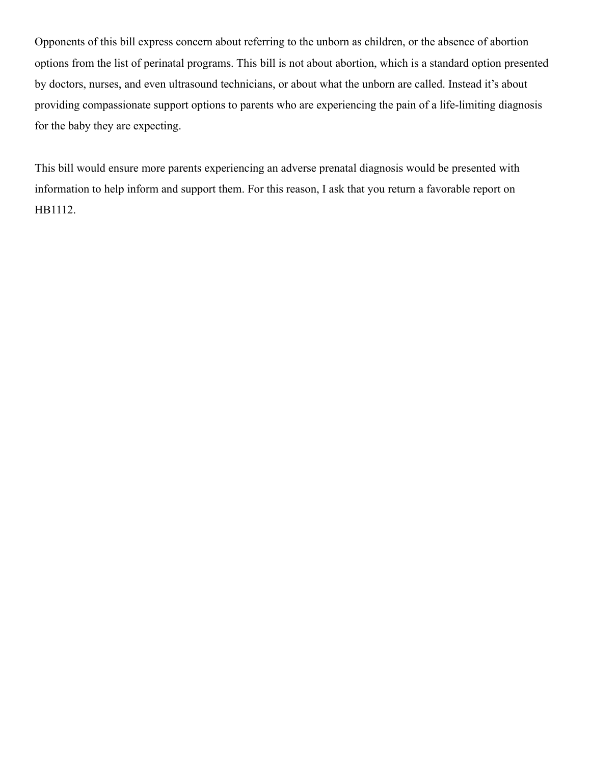Opponents of this bill express concern about referring to the unborn as children, or the absence of abortion options from the list of perinatal programs. This bill is not about abortion, which is a standard option presented by doctors, nurses, and even ultrasound technicians, or about what the unborn are called. Instead it's about providing compassionate support options to parents who are experiencing the pain of a life-limiting diagnosis for the baby they are expecting.

This bill would ensure more parents experiencing an adverse prenatal diagnosis would be presented with information to help inform and support them. For this reason, I ask that you return a favorable report on HB1112.